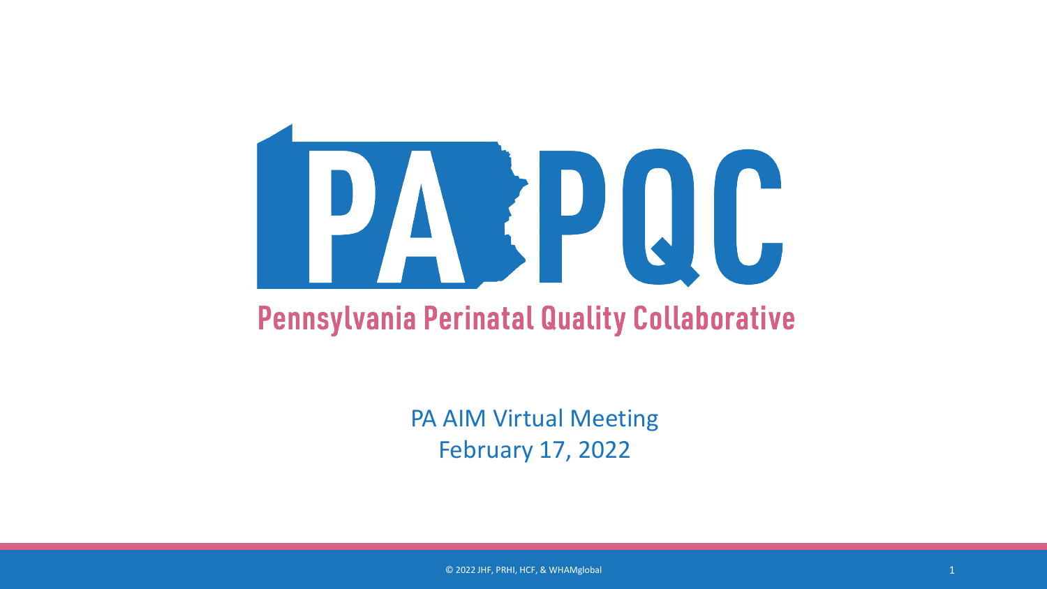# PA PQC

## Pennsylvania Perinatal Quality Collaborative

PA AIM Virtual Meeting
February 17, 2022

© 2022 JHF, PRHI, HCF, & WHAMglobal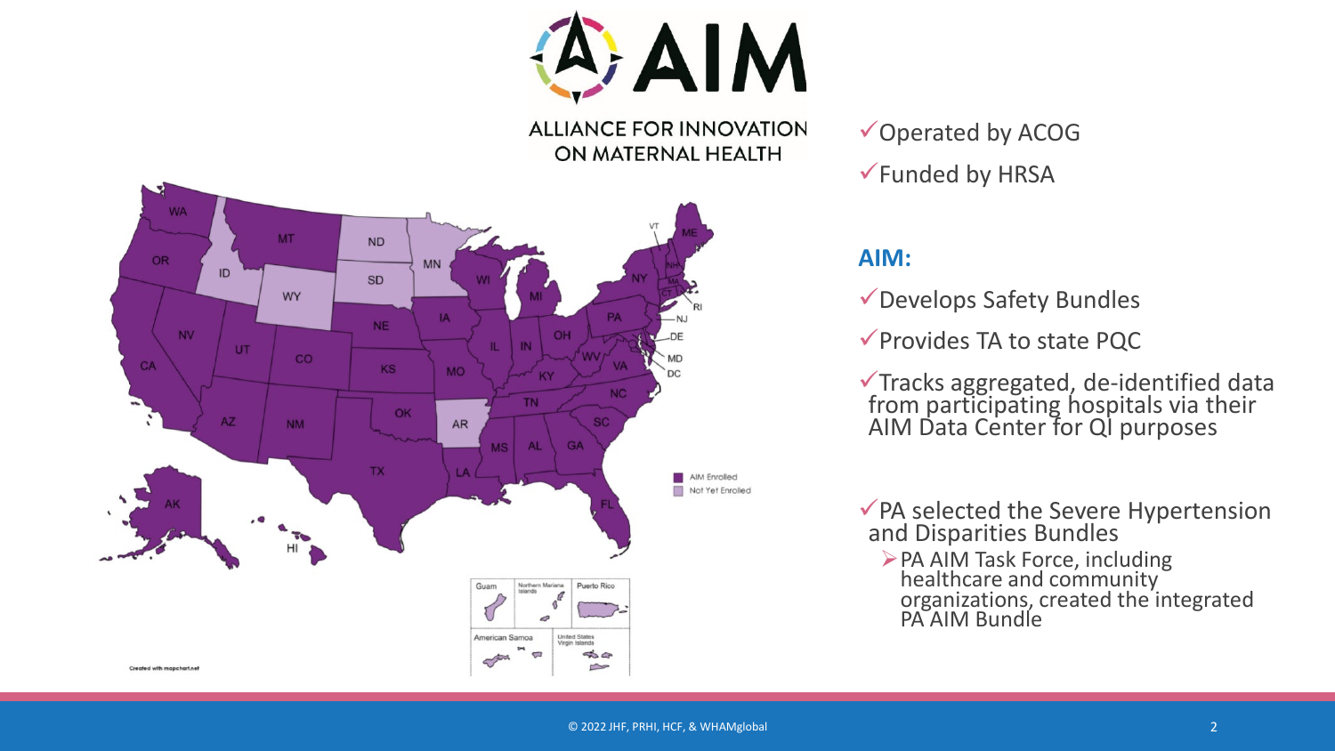# AIM

ALLIANCE FOR INNOVATION ON MATERNAL HEALTH

AIM Enrolled

Not Yet Enrolled

Created with mapchart.net

- ✓Operated by ACOG
- ✓Funded by HRSA

**AIM:**

- ✓Develops Safety Bundles
- ✓Provides TA to state PQC
- ✓Tracks aggregated, de-identified data from participating hospitals via their AIM Data Center for QI purposes

- ✓PA selected the Severe Hypertension and Disparities Bundles
  - ➢PA AIM Task Force, including healthcare and community organizations, created the integrated PA AIM Bundle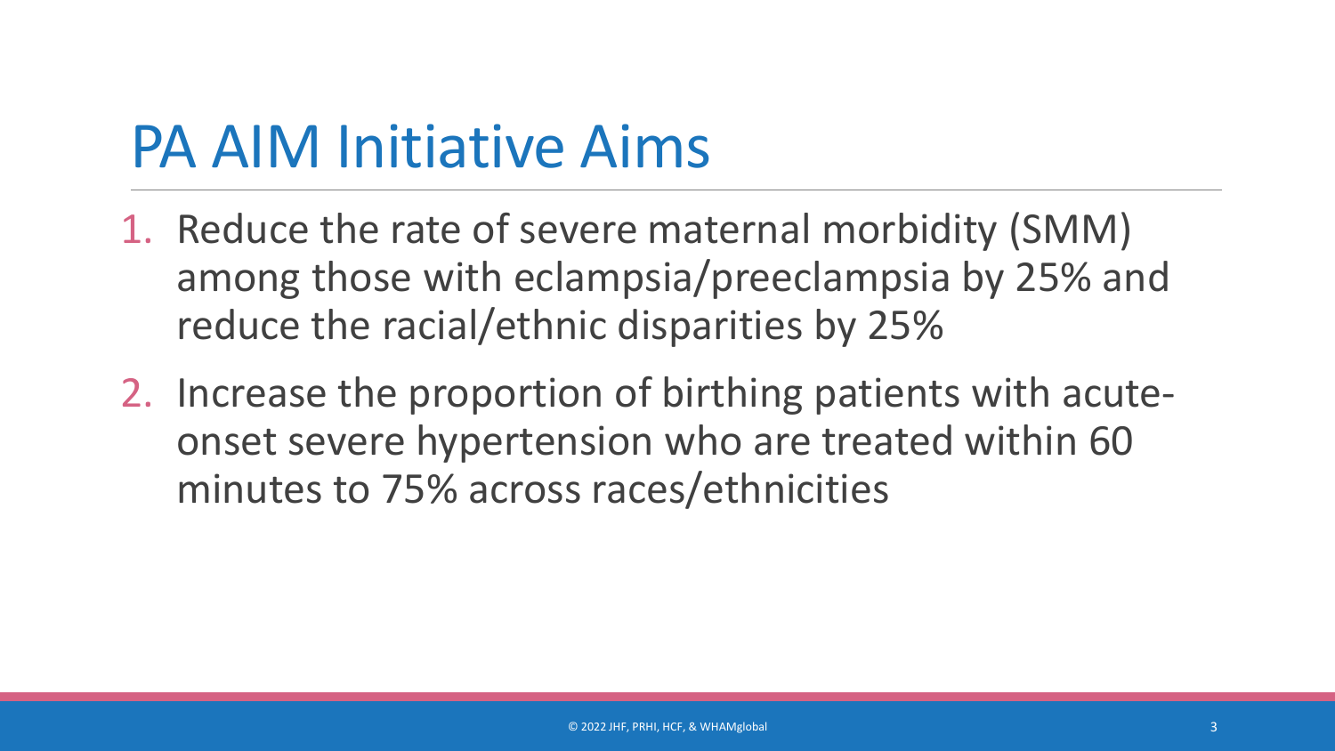# PA AIM Initiative Aims

1. Reduce the rate of severe maternal morbidity (SMM) among those with eclampsia/preeclampsia by 25% and reduce the racial/ethnic disparities by 25%
2. Increase the proportion of birthing patients with acute-onset severe hypertension who are treated within 60 minutes to 75% across races/ethnicities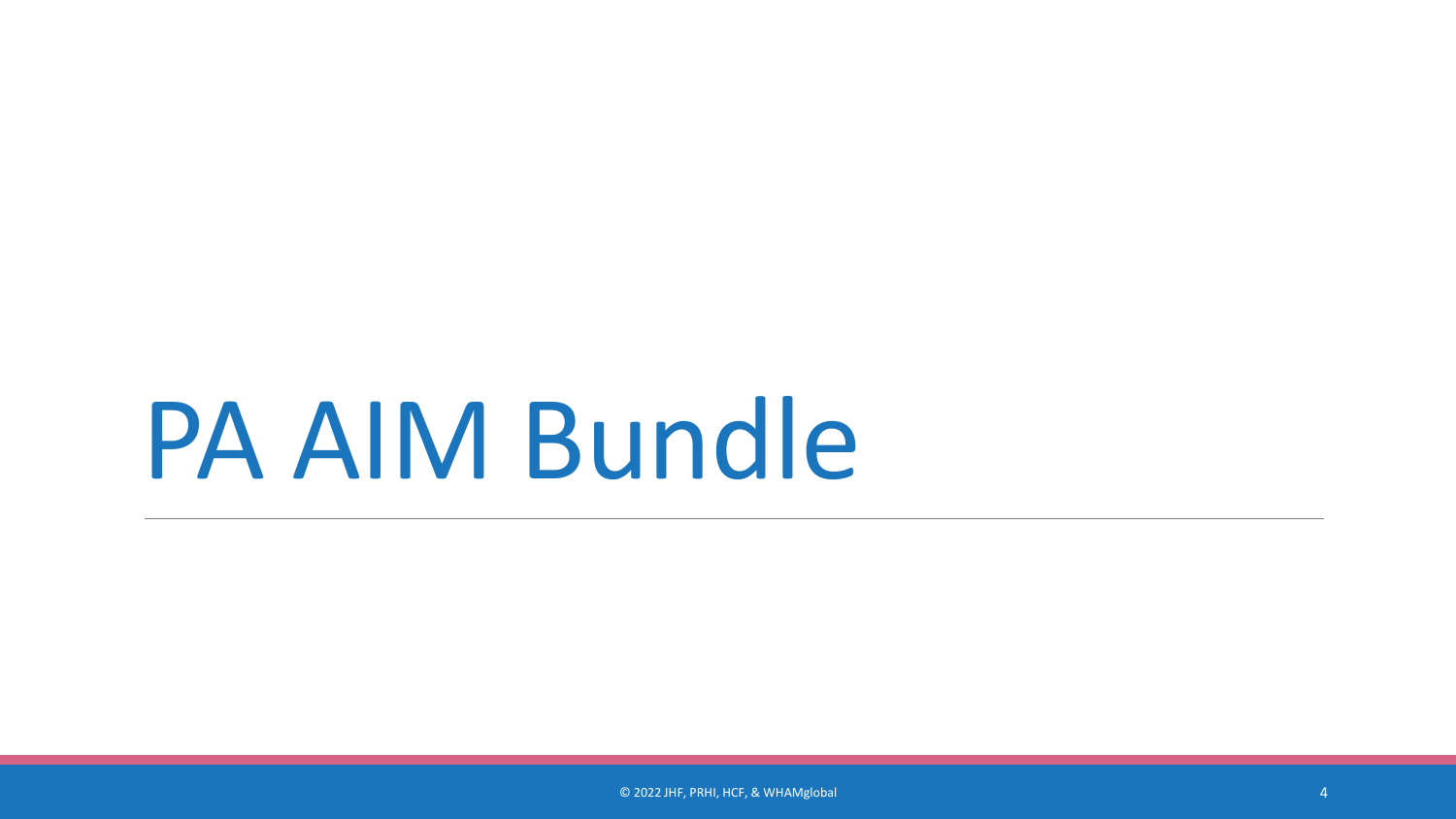# PA AIM Bundle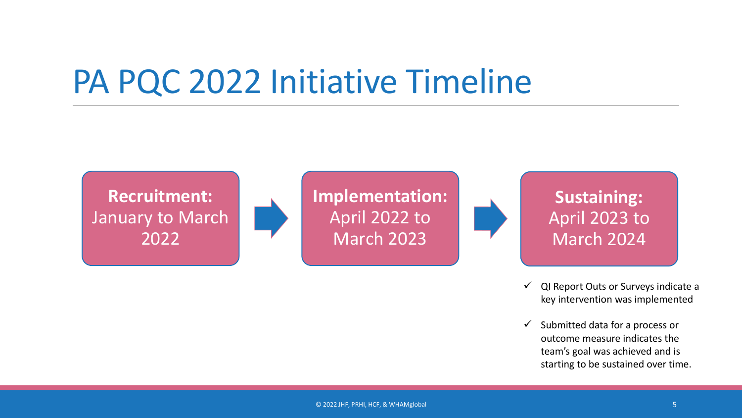# PA PQC 2022 Initiative Timeline

**Recruitment:** January to March 2022

→

**Implementation:** April 2022 to March 2023

→

**Sustaining:** April 2023 to March 2024

- ✓ QI Report Outs or Surveys indicate a key intervention was implemented
- ✓ Submitted data for a process or outcome measure indicates the team's goal was achieved and is starting to be sustained over time.

© 2022 JHF, PRHI, HCF, & WHAMglobal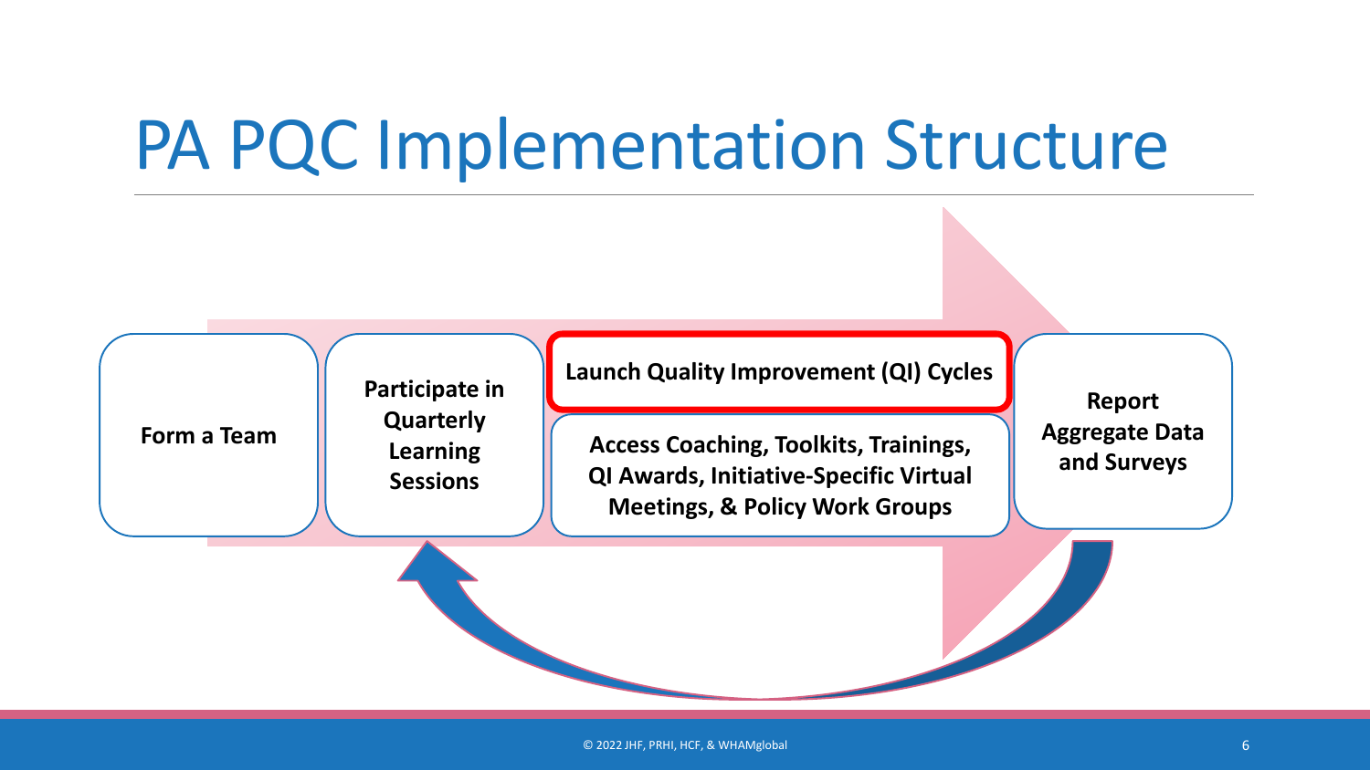# PA PQC Implementation Structure

- Form a Team
- Participate in Quarterly Learning Sessions
- **Launch Quality Improvement (QI) Cycles**
- Access Coaching, Toolkits, Trainings, QI Awards, Initiative-Specific Virtual Meetings, & Policy Work Groups
- Report Aggregate Data and Surveys

© 2022 JHF, PRHI, HCF, & WHAMglobal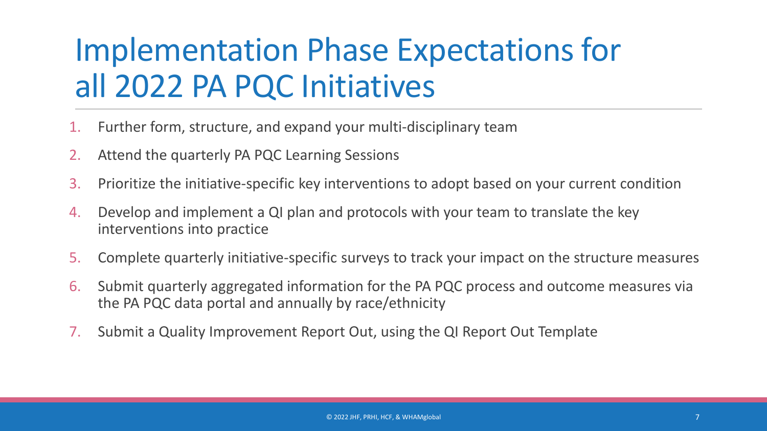# Implementation Phase Expectations for all 2022 PA PQC Initiatives

1. Further form, structure, and expand your multi-disciplinary team
2. Attend the quarterly PA PQC Learning Sessions
3. Prioritize the initiative-specific key interventions to adopt based on your current condition
4. Develop and implement a QI plan and protocols with your team to translate the key interventions into practice
5. Complete quarterly initiative-specific surveys to track your impact on the structure measures
6. Submit quarterly aggregated information for the PA PQC process and outcome measures via the PA PQC data portal and annually by race/ethnicity
7. Submit a Quality Improvement Report Out, using the QI Report Out Template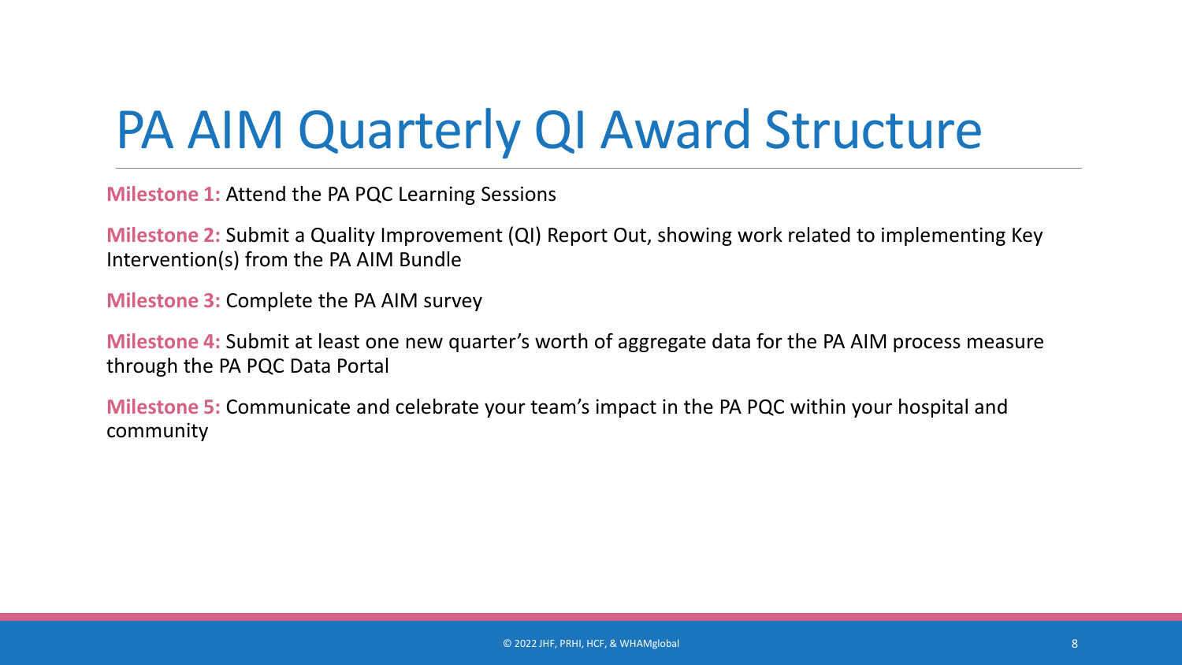# PA AIM Quarterly QI Award Structure

**Milestone 1:** Attend the PA PQC Learning Sessions

**Milestone 2:** Submit a Quality Improvement (QI) Report Out, showing work related to implementing Key Intervention(s) from the PA AIM Bundle

**Milestone 3:** Complete the PA AIM survey

**Milestone 4:** Submit at least one new quarter's worth of aggregate data for the PA AIM process measure through the PA PQC Data Portal

**Milestone 5:** Communicate and celebrate your team's impact in the PA PQC within your hospital and community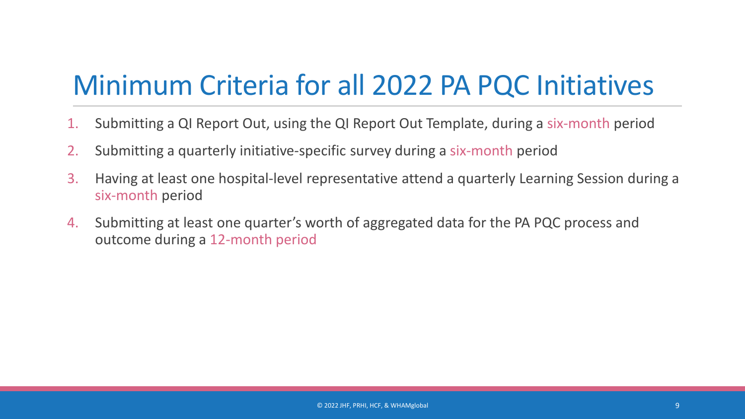# Minimum Criteria for all 2022 PA PQC Initiatives

1. Submitting a QI Report Out, using the QI Report Out Template, during a six-month period
2. Submitting a quarterly initiative-specific survey during a six-month period
3. Having at least one hospital-level representative attend a quarterly Learning Session during a six-month period
4. Submitting at least one quarter's worth of aggregated data for the PA PQC process and outcome during a 12-month period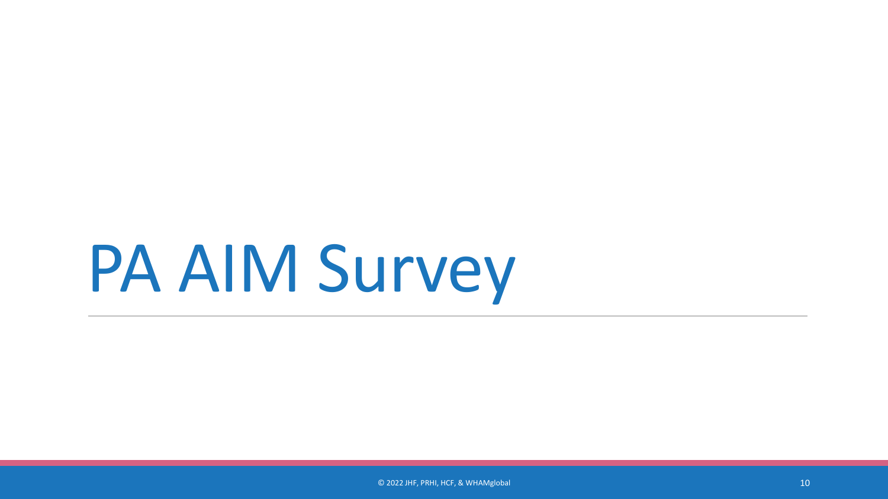# PA AIM Survey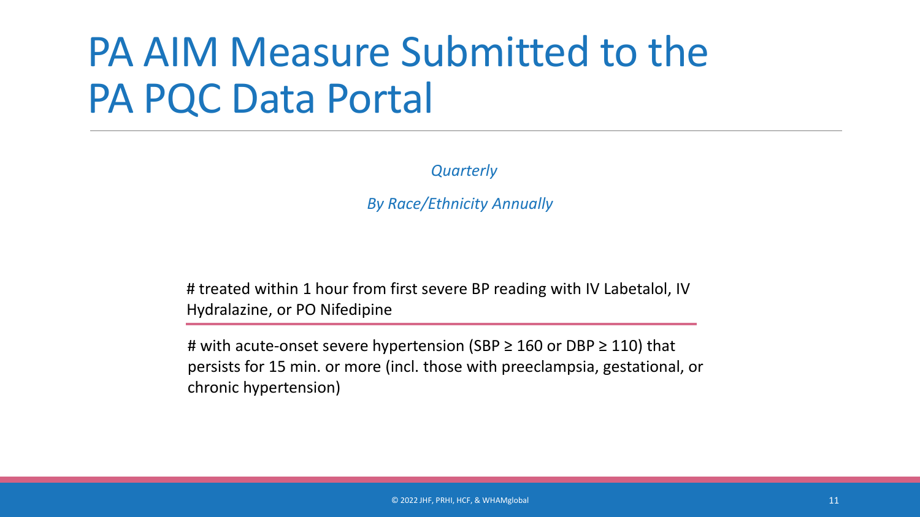# PA AIM Measure Submitted to the PA PQC Data Portal

*Quarterly*

*By Race/Ethnicity Annually*

# treated within 1 hour from first severe BP reading with IV Labetalol, IV Hydralazine, or PO Nifedipine

---

# with acute-onset severe hypertension (SBP ≥ 160 or DBP ≥ 110) that persists for 15 min. or more (incl. those with preeclampsia, gestational, or chronic hypertension)

© 2022 JHF, PRHI, HCF, & WHAMglobal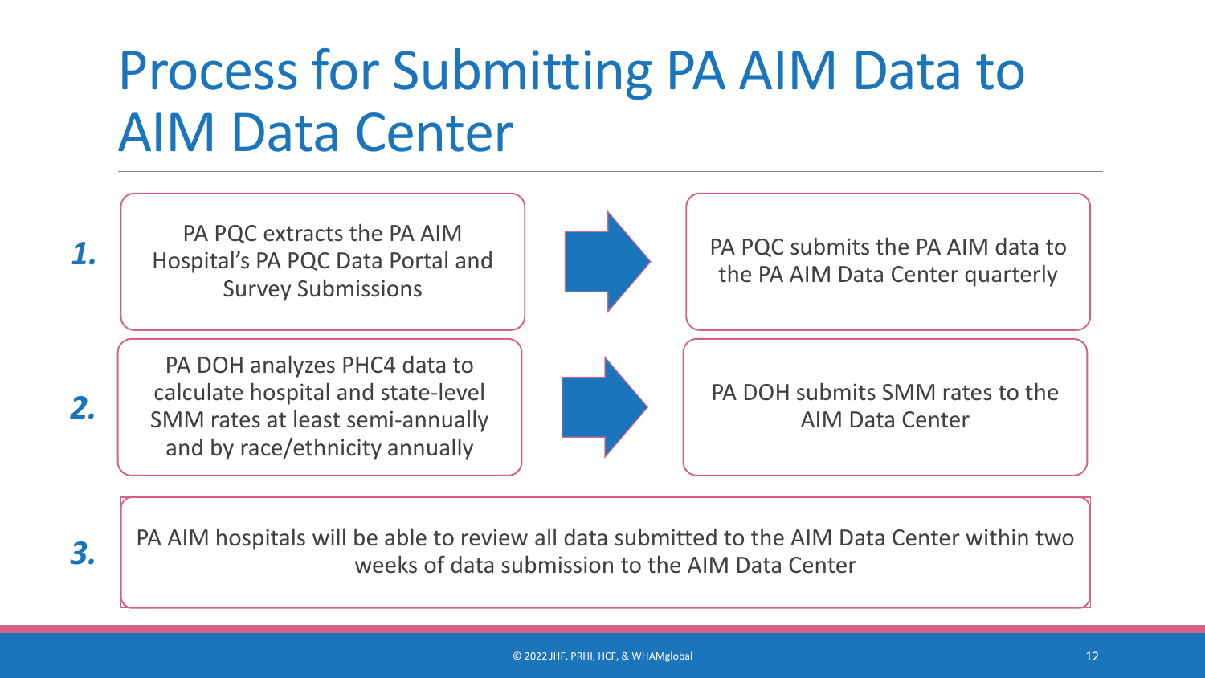# Process for Submitting PA AIM Data to AIM Data Center

1. PA PQC extracts the PA AIM Hospital's PA PQC Data Portal and Survey Submissions → PA PQC submits the PA AIM data to the PA AIM Data Center quarterly

2. PA DOH analyzes PHC4 data to calculate hospital and state-level SMM rates at least semi-annually and by race/ethnicity annually → PA DOH submits SMM rates to the AIM Data Center

3. PA AIM hospitals will be able to review all data submitted to the AIM Data Center within two weeks of data submission to the AIM Data Center

© 2022 JHF, PRHI, HCF, & WHAMglobal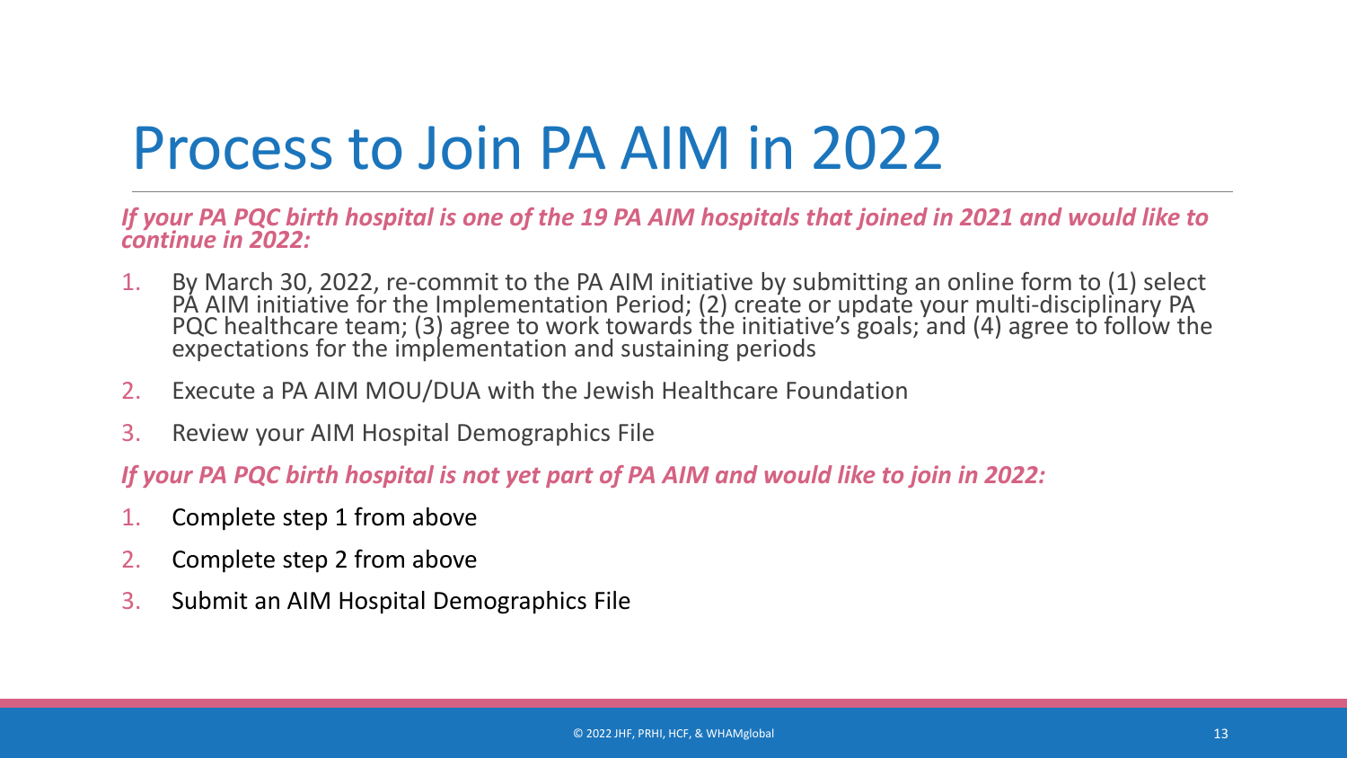# Process to Join PA AIM in 2022

***If your PA PQC birth hospital is one of the 19 PA AIM hospitals that joined in 2021 and would like to continue in 2022:***

1. By March 30, 2022, re-commit to the PA AIM initiative by submitting an online form to (1) select PA AIM initiative for the Implementation Period; (2) create or update your multi-disciplinary PA PQC healthcare team; (3) agree to work towards the initiative's goals; and (4) agree to follow the expectations for the implementation and sustaining periods
2. Execute a PA AIM MOU/DUA with the Jewish Healthcare Foundation
3. Review your AIM Hospital Demographics File

***If your PA PQC birth hospital is not yet part of PA AIM and would like to join in 2022:***

1. Complete step 1 from above
2. Complete step 2 from above
3. Submit an AIM Hospital Demographics File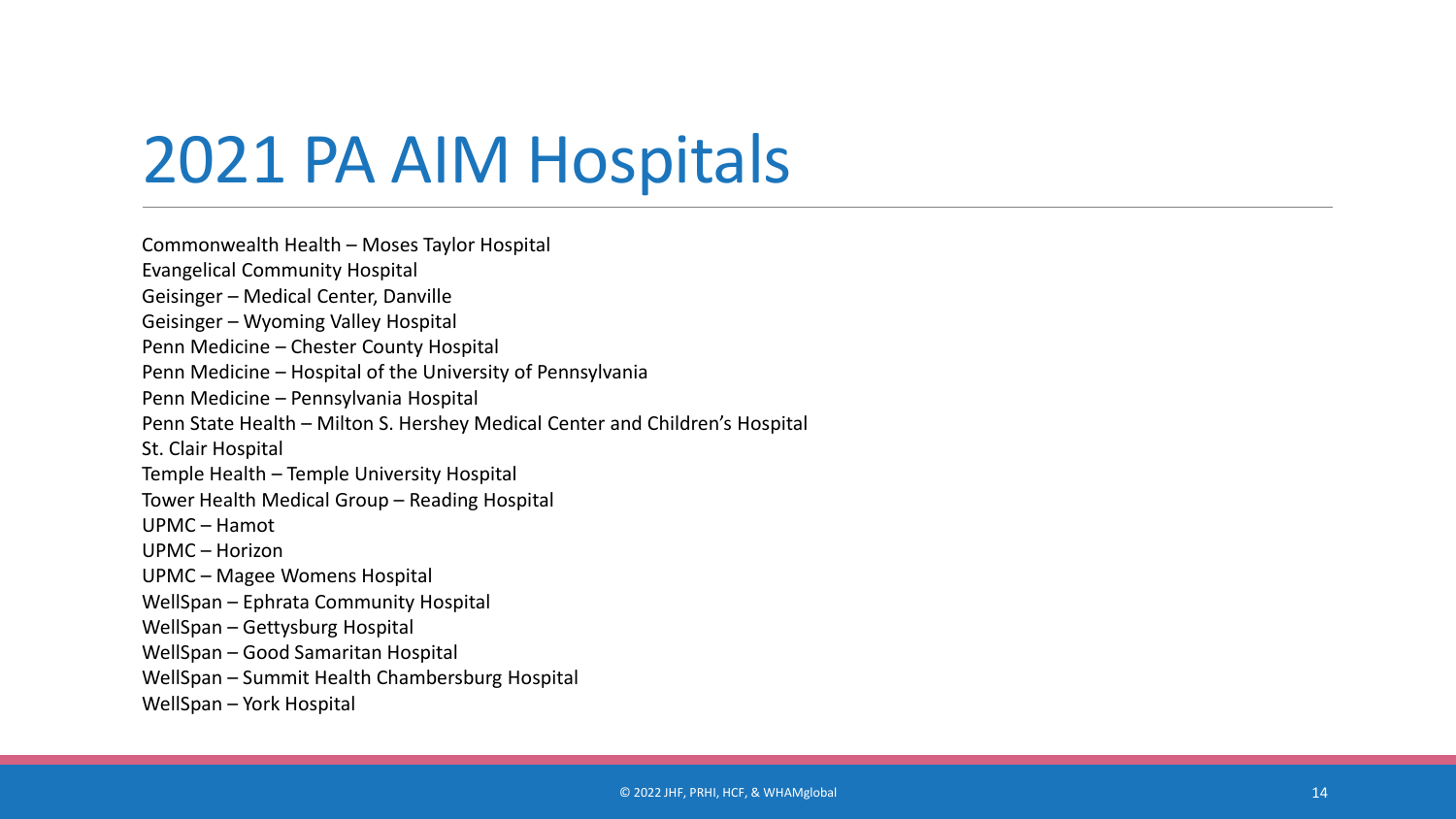# 2021 PA AIM Hospitals

Commonwealth Health – Moses Taylor Hospital
Evangelical Community Hospital
Geisinger – Medical Center, Danville
Geisinger – Wyoming Valley Hospital
Penn Medicine – Chester County Hospital
Penn Medicine – Hospital of the University of Pennsylvania
Penn Medicine – Pennsylvania Hospital
Penn State Health – Milton S. Hershey Medical Center and Children's Hospital
St. Clair Hospital
Temple Health – Temple University Hospital
Tower Health Medical Group – Reading Hospital
UPMC – Hamot
UPMC – Horizon
UPMC – Magee Womens Hospital
WellSpan – Ephrata Community Hospital
WellSpan – Gettysburg Hospital
WellSpan – Good Samaritan Hospital
WellSpan – Summit Health Chambersburg Hospital
WellSpan – York Hospital

© 2022 JHF, PRHI, HCF, & WHAMglobal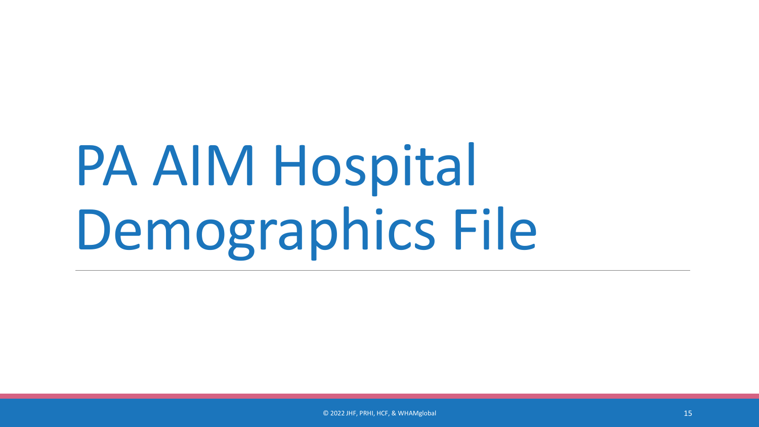# PA AIM Hospital Demographics File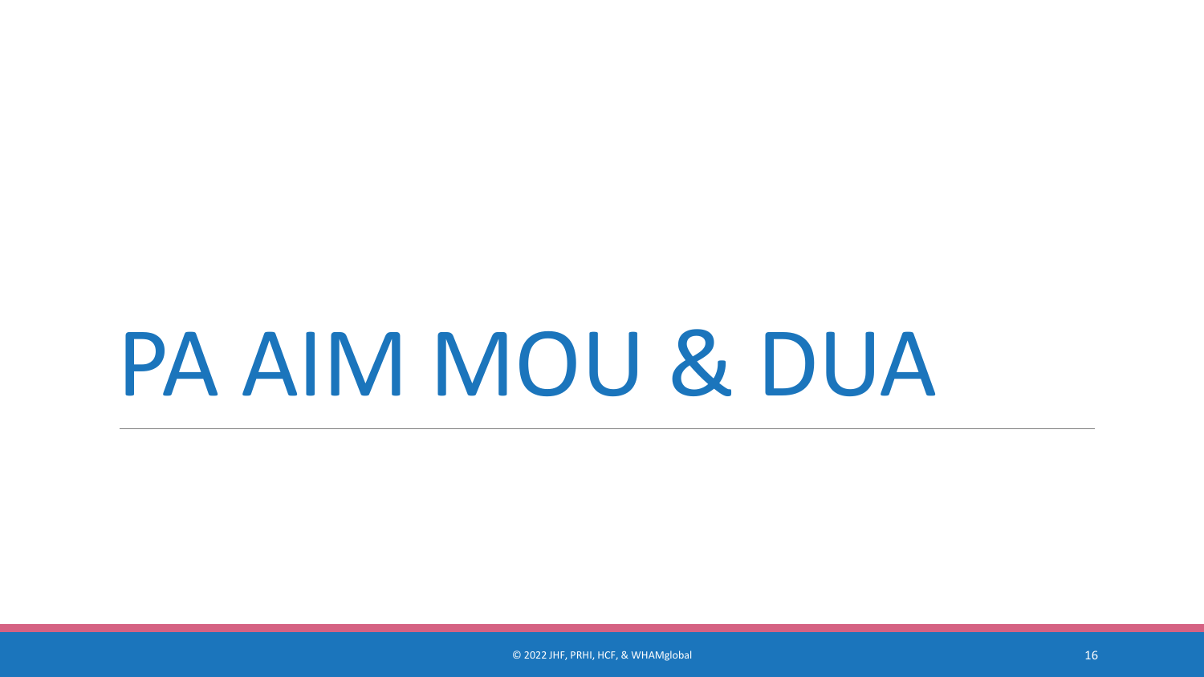# PA AIM MOU & DUA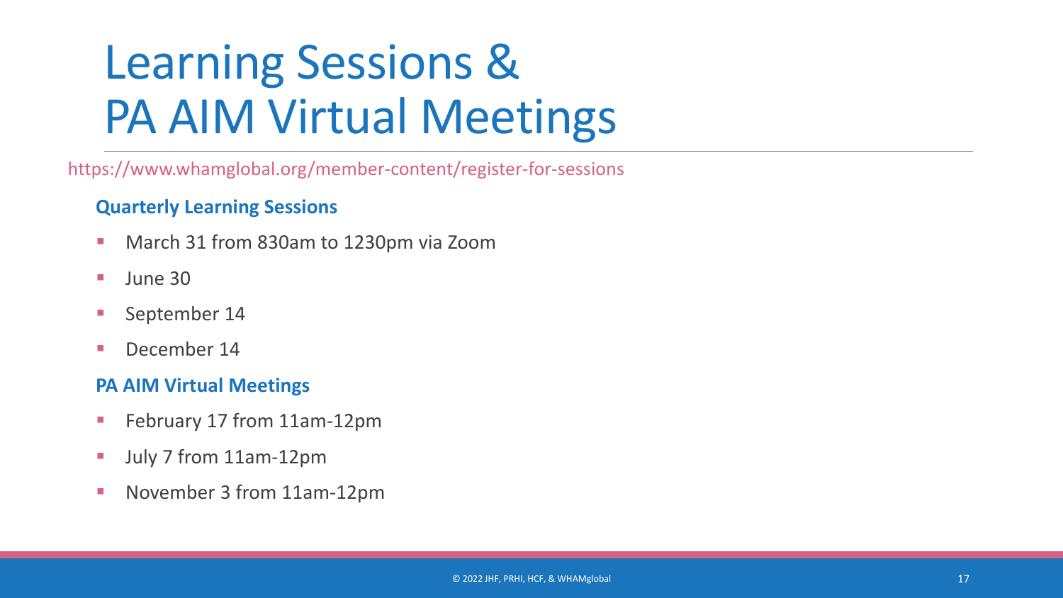# Learning Sessions & PA AIM Virtual Meetings

https://www.whamglobal.org/member-content/register-for-sessions

**Quarterly Learning Sessions**

- March 31 from 830am to 1230pm via Zoom
- June 30
- September 14
- December 14

**PA AIM Virtual Meetings**

- February 17 from 11am-12pm
- July 7 from 11am-12pm
- November 3 from 11am-12pm

© 2022 JHF, PRHI, HCF, & WHAMglobal